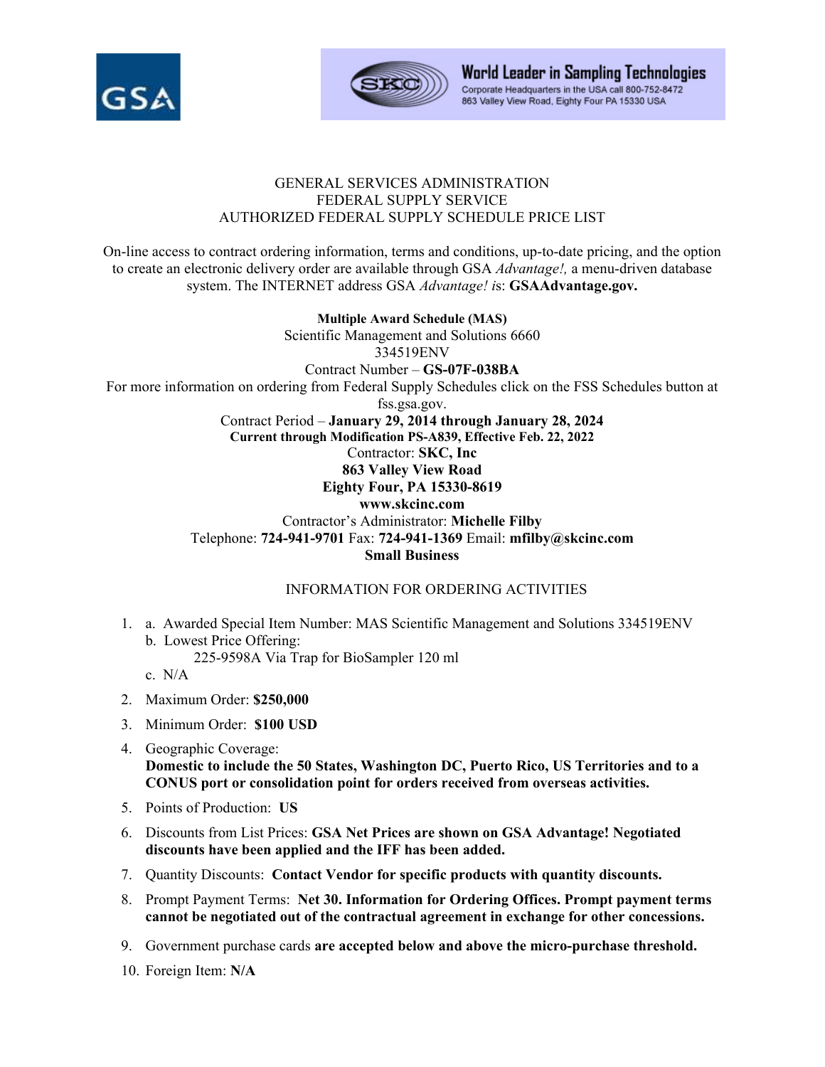World Leader in Sampling Technologies
Corporate Headquarters in the USA call 800-752-8472
863 Valley View Road, Eighty Four PA 15330 USA

# GENERAL SERVICES ADMINISTRATION
# FEDERAL SUPPLY SERVICE
# AUTHORIZED FEDERAL SUPPLY SCHEDULE PRICE LIST

On-line access to contract ordering information, terms and conditions, up-to-date pricing, and the option to create an electronic delivery order are available through GSA *Advantage!,* a menu-driven database system. The INTERNET address GSA *Advantage!* is: **GSAAdvantage.gov.**

**Multiple Award Schedule (MAS)**
Scientific Management and Solutions 6660
334519ENV
Contract Number – **GS-07F-038BA**
For more information on ordering from Federal Supply Schedules click on the FSS Schedules button at fss.gsa.gov.
Contract Period – **January 29, 2014 through January 28, 2024**
**Current through Modification PS-A839, Effective Feb. 22, 2022**
Contractor: **SKC, Inc**
**863 Valley View Road**
**Eighty Four, PA 15330-8619**
**www.skcinc.com**
Contractor's Administrator: **Michelle Filby**
Telephone: **724-941-9701** Fax: **724-941-1369** Email: **mfilby@skcinc.com**
**Small Business**

## INFORMATION FOR ORDERING ACTIVITIES

1. a. Awarded Special Item Number: MAS Scientific Management and Solutions 334519ENV
   b. Lowest Price Offering:
      225-9598A Via Trap for BioSampler 120 ml
   c. N/A
2. Maximum Order: **$250,000**
3. Minimum Order: **$100 USD**
4. Geographic Coverage:
   **Domestic to include the 50 States, Washington DC, Puerto Rico, US Territories and to a CONUS port or consolidation point for orders received from overseas activities.**
5. Points of Production: **US**
6. Discounts from List Prices: **GSA Net Prices are shown on GSA Advantage! Negotiated discounts have been applied and the IFF has been added.**
7. Quantity Discounts: **Contact Vendor for specific products with quantity discounts.**
8. Prompt Payment Terms: **Net 30. Information for Ordering Offices. Prompt payment terms cannot be negotiated out of the contractual agreement in exchange for other concessions.**
9. Government purchase cards **are accepted below and above the micro-purchase threshold.**
10. Foreign Item: **N/A**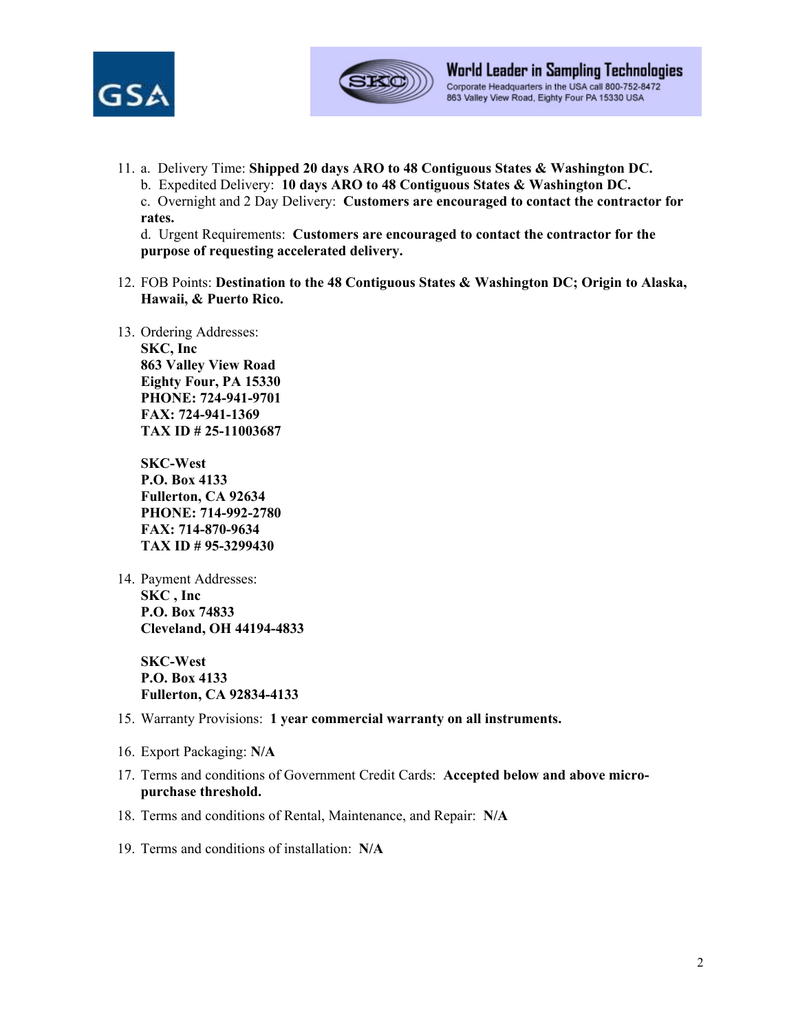11. a. Delivery Time: **Shipped 20 days ARO to 48 Contiguous States & Washington DC.**
    b. Expedited Delivery: **10 days ARO to 48 Contiguous States & Washington DC.**
    c. Overnight and 2 Day Delivery: **Customers are encouraged to contact the contractor for rates.**
    d. Urgent Requirements: **Customers are encouraged to contact the contractor for the purpose of requesting accelerated delivery.**

12. FOB Points: **Destination to the 48 Contiguous States & Washington DC; Origin to Alaska, Hawaii, & Puerto Rico.**

13. Ordering Addresses:
    **SKC, Inc**
    **863 Valley View Road**
    **Eighty Four, PA 15330**
    **PHONE: 724-941-9701**
    **FAX: 724-941-1369**
    **TAX ID # 25-11003687**

    **SKC-West**
    **P.O. Box 4133**
    **Fullerton, CA 92634**
    **PHONE: 714-992-2780**
    **FAX: 714-870-9634**
    **TAX ID # 95-3299430**

14. Payment Addresses:
    **SKC , Inc**
    **P.O. Box 74833**
    **Cleveland, OH 44194-4833**

    **SKC-West**
    **P.O. Box 4133**
    **Fullerton, CA 92834-4133**

15. Warranty Provisions: **1 year commercial warranty on all instruments.**

16. Export Packaging: **N/A**

17. Terms and conditions of Government Credit Cards: **Accepted below and above micro-purchase threshold.**

18. Terms and conditions of Rental, Maintenance, and Repair: **N/A**

19. Terms and conditions of installation: **N/A**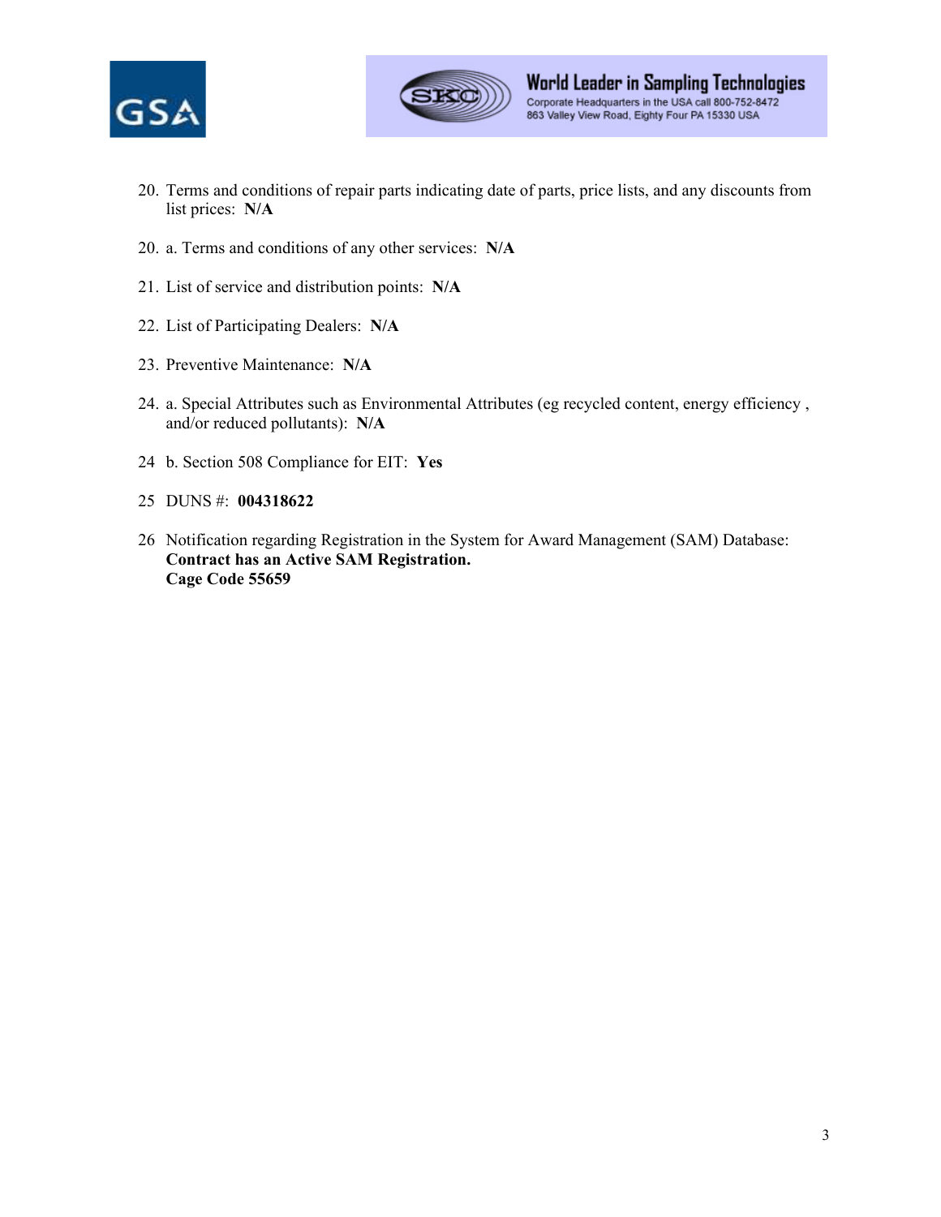20. Terms and conditions of repair parts indicating date of parts, price lists, and any discounts from list prices: **N/A**

20. a. Terms and conditions of any other services: **N/A**

21. List of service and distribution points: **N/A**

22. List of Participating Dealers: **N/A**

23. Preventive Maintenance: **N/A**

24. a. Special Attributes such as Environmental Attributes (eg recycled content, energy efficiency , and/or reduced pollutants): **N/A**

24 b. Section 508 Compliance for EIT: **Yes**

25 DUNS #: **004318622**

26 Notification regarding Registration in the System for Award Management (SAM) Database:
**Contract has an Active SAM Registration.**
**Cage Code 55659**